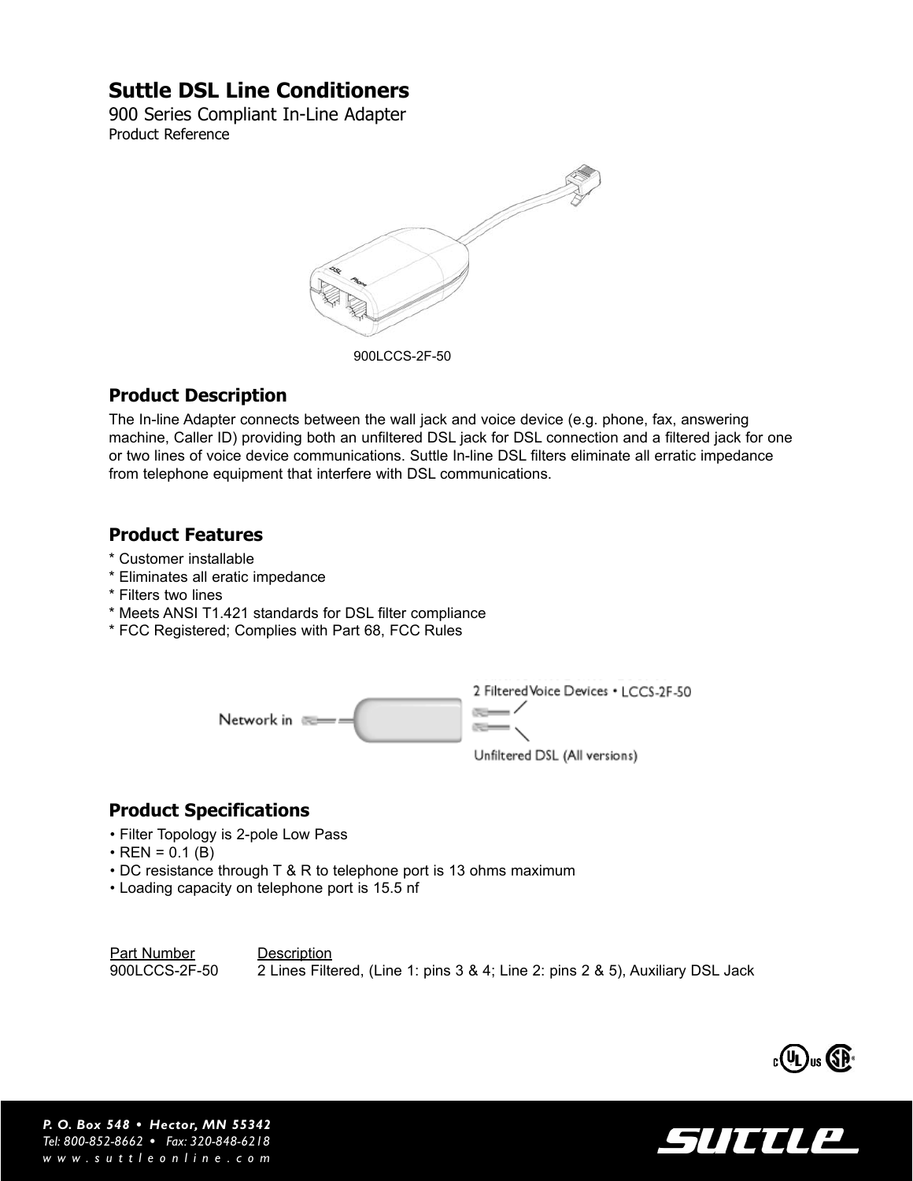# Suttle DSL Line Conditioners

900 Series Compliant In-Line Adapter
Product Reference

900LCCS-2F-50

## Product Description

The In-line Adapter connects between the wall jack and voice device (e.g. phone, fax, answering machine, Caller ID) providing both an unfiltered DSL jack for DSL connection and a filtered jack for one or two lines of voice device communications. Suttle In-line DSL filters eliminate all erratic impedance from telephone equipment that interfere with DSL communications.

## Product Features

* Customer installable
* Eliminates all eratic impedance
* Filters two lines
* Meets ANSI T1.421 standards for DSL filter compliance
* FCC Registered; Complies with Part 68, FCC Rules

Network in

2 Filtered Voice Devices • LCCS-2F-50

Unfiltered DSL (All versions)

## Product Specifications

- Filter Topology is 2-pole Low Pass
- REN = 0.1 (B)
- DC resistance through T & R to telephone port is 13 ohms maximum
- Loading capacity on telephone port is 15.5 nf

| Part Number | Description |
| --- | --- |
| 900LCCS-2F-50 | 2 Lines Filtered, (Line 1: pins 3 & 4; Line 2: pins 2 & 5), Auxiliary DSL Jack |

*P. O. Box 548 • Hector, MN 55342*
*Tel: 800-852-8662 • Fax: 320-848-6218*
*www.suttleonline.com*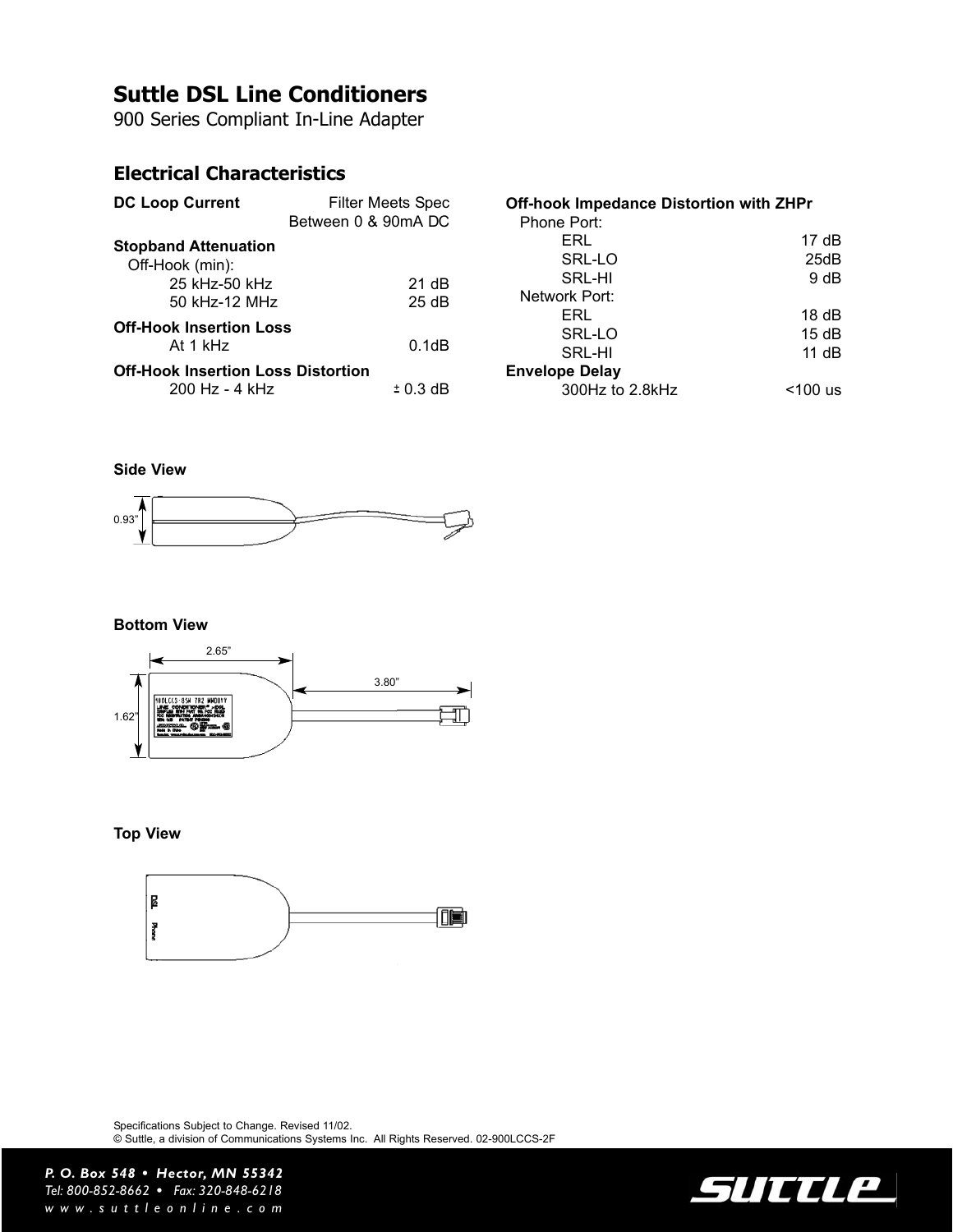# Suttle DSL Line Conditioners

900 Series Compliant In-Line Adapter

## Electrical Characteristics

| | |
|---|---|
| **DC Loop Current** | Filter Meets Spec Between 0 & 90mA DC |
| **Stopband Attenuation** | |
| Off-Hook (min): | |
| 25 kHz-50 kHz | 21 dB |
| 50 kHz-12 MHz | 25 dB |
| **Off-Hook Insertion Loss** | |
| At 1 kHz | 0.1dB |
| **Off-Hook Insertion Loss Distortion** | |
| 200 Hz - 4 kHz | ± 0.3 dB |

| | |
|---|---|
| **Off-hook Impedance Distortion with ZHPr** | |
| Phone Port: | |
| ERL | 17 dB |
| SRL-LO | 25dB |
| SRL-HI | 9 dB |
| Network Port: | |
| ERL | 18 dB |
| SRL-LO | 15 dB |
| SRL-HI | 11 dB |
| **Envelope Delay** | |
| 300Hz to 2.8kHz | <100 us |

**Side View**

0.93"

**Bottom View**

2.65"

3.80"

1.62"

**Top View**

DSL

Phone

Specifications Subject to Change. Revised 11/02.
© Suttle, a division of Communications Systems Inc. All Rights Reserved. 02-900LCCS-2F

*P. O. Box 548 • Hector, MN 55342*
*Tel: 800-852-8662 • Fax: 320-848-6218*
*w w w . s u t t l e o n l i n e . c o m*

SUTTLE